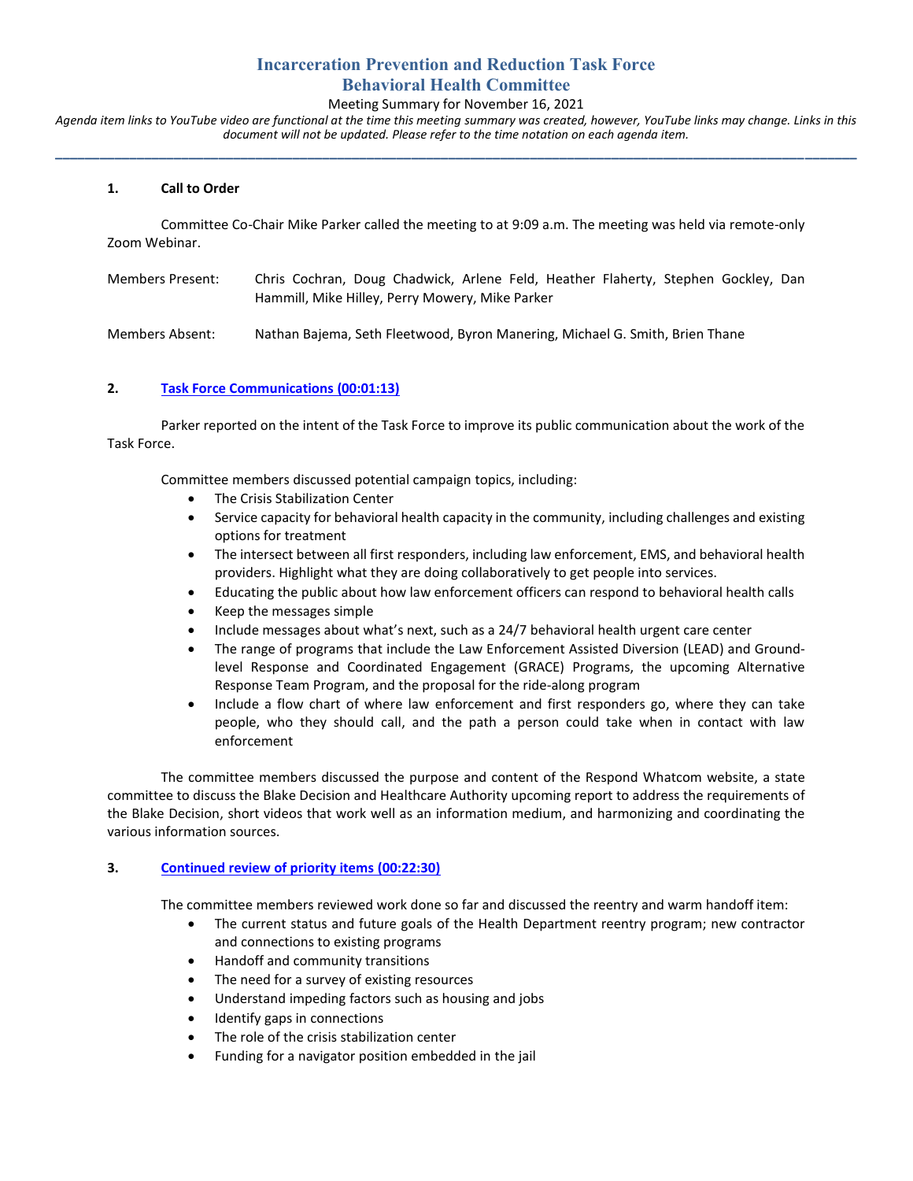# Incarceration Prevention and Reduction Task Force
# Behavioral Health Committee

Meeting Summary for November 16, 2021

*Agenda item links to YouTube video are functional at the time this meeting summary was created, however, YouTube links may change. Links in this document will not be updated. Please refer to the time notation on each agenda item.*

---

**1. Call to Order**

Committee Co-Chair Mike Parker called the meeting to at 9:09 a.m. The meeting was held via remote-only Zoom Webinar.

Members Present: Chris Cochran, Doug Chadwick, Arlene Feld, Heather Flaherty, Stephen Gockley, Dan Hammill, Mike Hilley, Perry Mowery, Mike Parker

Members Absent: Nathan Bajema, Seth Fleetwood, Byron Manering, Michael G. Smith, Brien Thane

**2. Task Force Communications (00:01:13)**

Parker reported on the intent of the Task Force to improve its public communication about the work of the Task Force.

Committee members discussed potential campaign topics, including:

- The Crisis Stabilization Center
- Service capacity for behavioral health capacity in the community, including challenges and existing options for treatment
- The intersect between all first responders, including law enforcement, EMS, and behavioral health providers. Highlight what they are doing collaboratively to get people into services.
- Educating the public about how law enforcement officers can respond to behavioral health calls
- Keep the messages simple
- Include messages about what's next, such as a 24/7 behavioral health urgent care center
- The range of programs that include the Law Enforcement Assisted Diversion (LEAD) and Ground-level Response and Coordinated Engagement (GRACE) Programs, the upcoming Alternative Response Team Program, and the proposal for the ride-along program
- Include a flow chart of where law enforcement and first responders go, where they can take people, who they should call, and the path a person could take when in contact with law enforcement

The committee members discussed the purpose and content of the Respond Whatcom website, a state committee to discuss the Blake Decision and Healthcare Authority upcoming report to address the requirements of the Blake Decision, short videos that work well as an information medium, and harmonizing and coordinating the various information sources.

**3. Continued review of priority items (00:22:30)**

The committee members reviewed work done so far and discussed the reentry and warm handoff item:

- The current status and future goals of the Health Department reentry program; new contractor and connections to existing programs
- Handoff and community transitions
- The need for a survey of existing resources
- Understand impeding factors such as housing and jobs
- Identify gaps in connections
- The role of the crisis stabilization center
- Funding for a navigator position embedded in the jail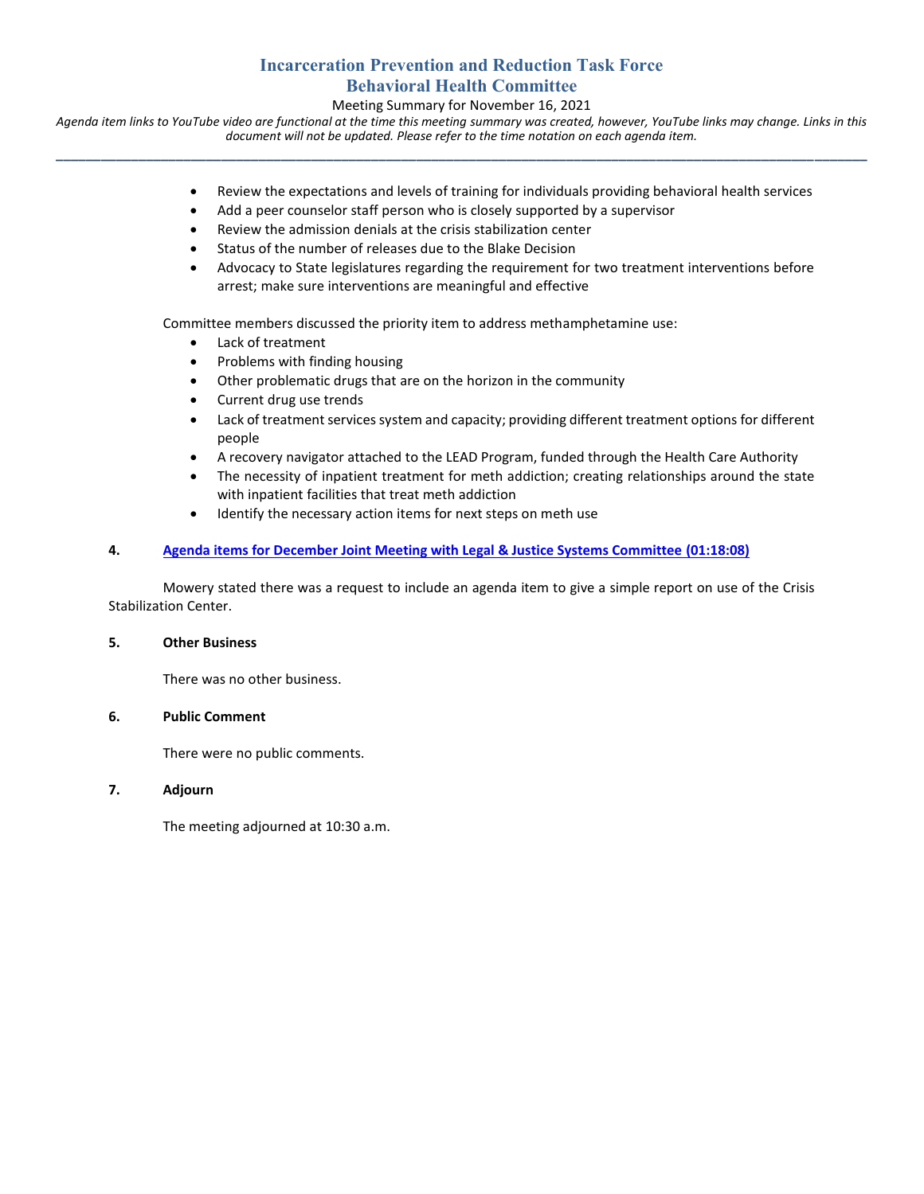- Review the expectations and levels of training for individuals providing behavioral health services
- Add a peer counselor staff person who is closely supported by a supervisor
- Review the admission denials at the crisis stabilization center
- Status of the number of releases due to the Blake Decision
- Advocacy to State legislatures regarding the requirement for two treatment interventions before arrest; make sure interventions are meaningful and effective

Committee members discussed the priority item to address methamphetamine use:

- Lack of treatment
- Problems with finding housing
- Other problematic drugs that are on the horizon in the community
- Current drug use trends
- Lack of treatment services system and capacity; providing different treatment options for different people
- A recovery navigator attached to the LEAD Program, funded through the Health Care Authority
- The necessity of inpatient treatment for meth addiction; creating relationships around the state with inpatient facilities that treat meth addiction
- Identify the necessary action items for next steps on meth use

**4. Agenda items for December Joint Meeting with Legal & Justice Systems Committee (01:18:08)**

Mowery stated there was a request to include an agenda item to give a simple report on use of the Crisis Stabilization Center.

**5. Other Business**

There was no other business.

**6. Public Comment**

There were no public comments.

**7. Adjourn**

The meeting adjourned at 10:30 a.m.